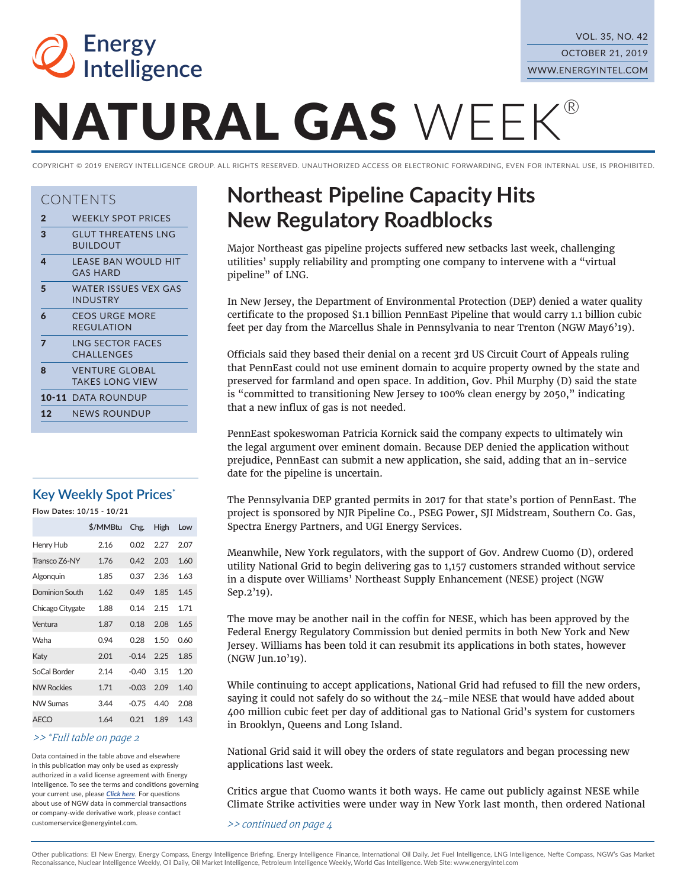# NATURAL GAS WEEK®

Energy Intelligence

VOL. 35, NO. 42
OCTOBER 21, 2019
WWW.ENERGYINTEL.COM

COPYRIGHT © 2019 ENERGY INTELLIGENCE GROUP. ALL RIGHTS RESERVED. UNAUTHORIZED ACCESS OR ELECTRONIC FORWARDING, EVEN FOR INTERNAL USE, IS PROHIBITED.

## CONTENTS

| | |
|---|---|
| **2** | WEEKLY SPOT PRICES |
| **3** | GLUT THREATENS LNG BUILDOUT |
| **4** | LEASE BAN WOULD HIT GAS HARD |
| **5** | WATER ISSUES VEX GAS INDUSTRY |
| **6** | CEOS URGE MORE REGULATION |
| **7** | LNG SECTOR FACES CHALLENGES |
| **8** | VENTURE GLOBAL TAKES LONG VIEW |
| **10-11** | DATA ROUNDUP |
| **12** | NEWS ROUNDUP |

## Key Weekly Spot Prices*

**Flow Dates: 10/15 - 10/21**

| | $/MMBtu | Chg. | High | Low |
|---|---|---|---|---|
| Henry Hub | 2.16 | 0.02 | 2.27 | 2.07 |
| Transco Z6-NY | 1.76 | 0.42 | 2.03 | 1.60 |
| Algonquin | 1.85 | 0.37 | 2.36 | 1.63 |
| Dominion South | 1.62 | 0.49 | 1.85 | 1.45 |
| Chicago Citygate | 1.88 | 0.14 | 2.15 | 1.71 |
| Ventura | 1.87 | 0.18 | 2.08 | 1.65 |
| Waha | 0.94 | 0.28 | 1.50 | 0.60 |
| Katy | 2.01 | -0.14 | 2.25 | 1.85 |
| SoCal Border | 2.14 | -0.40 | 3.15 | 1.20 |
| NW Rockies | 1.71 | -0.03 | 2.09 | 1.40 |
| NW Sumas | 3.44 | -0.75 | 4.40 | 2.08 |
| AECO | 1.64 | 0.21 | 1.89 | 1.43 |

*>> *Full table on page 2*

Data contained in the table above and elsewhere in this publication may only be used as expressly authorized in a valid license agreement with Energy Intelligence. To see the terms and conditions governing your current use, please ***Click here***. For questions about use of NGW data in commercial transactions or company-wide derivative work, please contact customerservice@energyintel.com.

# Northeast Pipeline Capacity Hits New Regulatory Roadblocks

Major Northeast gas pipeline projects suffered new setbacks last week, challenging utilities' supply reliability and prompting one company to intervene with a "virtual pipeline" of LNG.

In New Jersey, the Department of Environmental Protection (DEP) denied a water quality certificate to the proposed $1.1 billion PennEast Pipeline that would carry 1.1 billion cubic feet per day from the Marcellus Shale in Pennsylvania to near Trenton (NGW May6'19).

Officials said they based their denial on a recent 3rd US Circuit Court of Appeals ruling that PennEast could not use eminent domain to acquire property owned by the state and preserved for farmland and open space. In addition, Gov. Phil Murphy (D) said the state is "committed to transitioning New Jersey to 100% clean energy by 2050," indicating that a new influx of gas is not needed.

PennEast spokeswoman Patricia Kornick said the company expects to ultimately win the legal argument over eminent domain. Because DEP denied the application without prejudice, PennEast can submit a new application, she said, adding that an in-service date for the pipeline is uncertain.

The Pennsylvania DEP granted permits in 2017 for that state's portion of PennEast. The project is sponsored by NJR Pipeline Co., PSEG Power, SJI Midstream, Southern Co. Gas, Spectra Energy Partners, and UGI Energy Services.

Meanwhile, New York regulators, with the support of Gov. Andrew Cuomo (D), ordered utility National Grid to begin delivering gas to 1,157 customers stranded without service in a dispute over Williams' Northeast Supply Enhancement (NESE) project (NGW Sep.2'19).

The move may be another nail in the coffin for NESE, which has been approved by the Federal Energy Regulatory Commission but denied permits in both New York and New Jersey. Williams has been told it can resubmit its applications in both states, however (NGW Jun.10'19).

While continuing to accept applications, National Grid had refused to fill the new orders, saying it could not safely do so without the 24-mile NESE that would have added about 400 million cubic feet per day of additional gas to National Grid's system for customers in Brooklyn, Queens and Long Island.

National Grid said it will obey the orders of state regulators and began processing new applications last week.

Critics argue that Cuomo wants it both ways. He came out publicly against NESE while Climate Strike activities were under way in New York last month, then ordered National

*>> continued on page 4*

Other publications: EI New Energy, Energy Compass, Energy Intelligence Briefing, Energy Intelligence Finance, International Oil Daily, Jet Fuel Intelligence, LNG Intelligence, Nefte Compass, NGW's Gas Market Reconaissance, Nuclear Intelligence Weekly, Oil Daily, Oil Market Intelligence, Petroleum Intelligence Weekly, World Gas Intelligence. Web Site: www.energyintel.com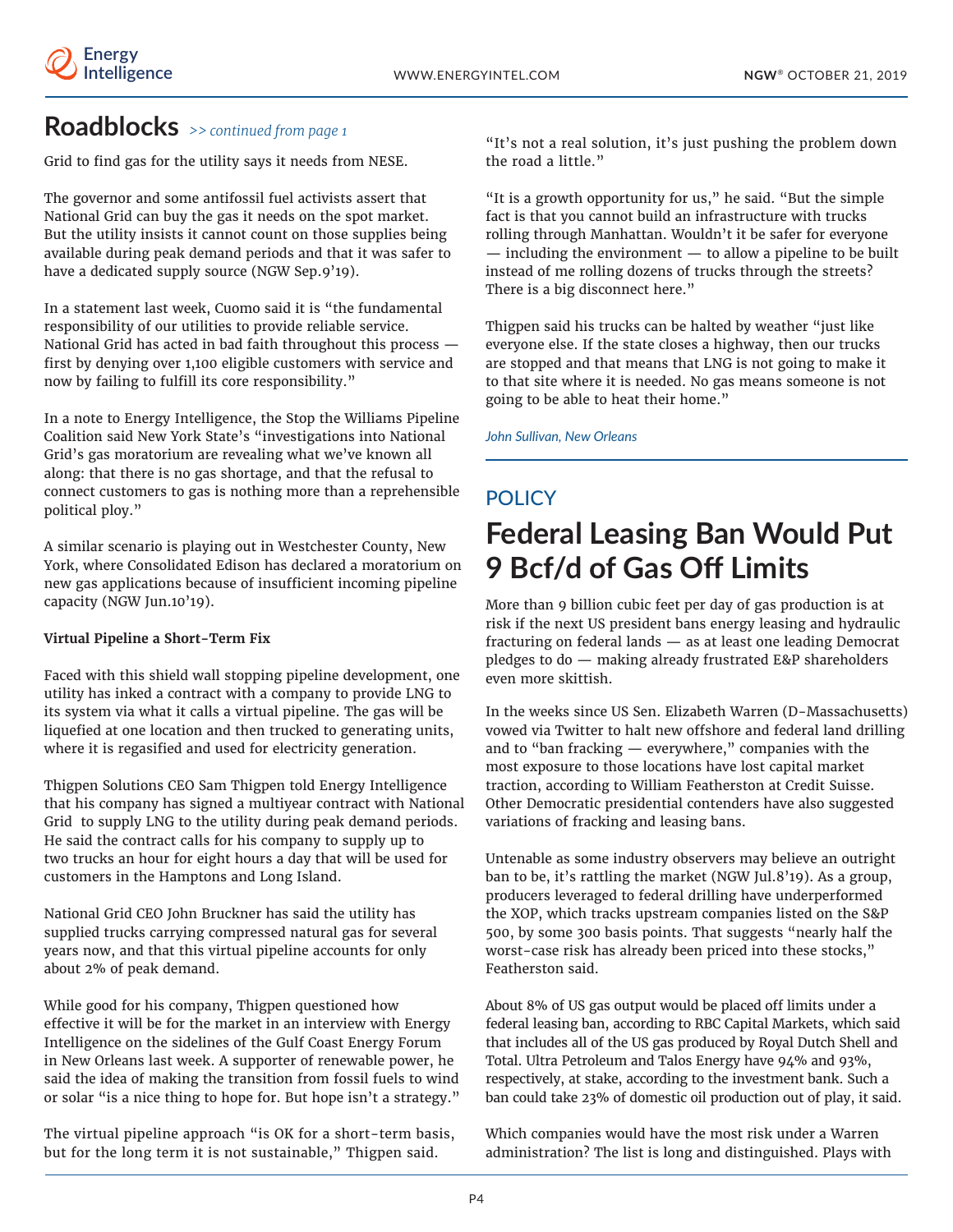## Roadblocks

*>> continued from page 1*

Grid to find gas for the utility says it needs from NESE.

The governor and some antifossil fuel activists assert that National Grid can buy the gas it needs on the spot market. But the utility insists it cannot count on those supplies being available during peak demand periods and that it was safer to have a dedicated supply source (NGW Sep.9'19).

In a statement last week, Cuomo said it is "the fundamental responsibility of our utilities to provide reliable service. National Grid has acted in bad faith throughout this process — first by denying over 1,100 eligible customers with service and now by failing to fulfill its core responsibility."

In a note to Energy Intelligence, the Stop the Williams Pipeline Coalition said New York State's "investigations into National Grid's gas moratorium are revealing what we've known all along: that there is no gas shortage, and that the refusal to connect customers to gas is nothing more than a reprehensible political ploy."

A similar scenario is playing out in Westchester County, New York, where Consolidated Edison has declared a moratorium on new gas applications because of insufficient incoming pipeline capacity (NGW Jun.10'19).

**Virtual Pipeline a Short-Term Fix**

Faced with this shield wall stopping pipeline development, one utility has inked a contract with a company to provide LNG to its system via what it calls a virtual pipeline. The gas will be liquefied at one location and then trucked to generating units, where it is regasified and used for electricity generation.

Thigpen Solutions CEO Sam Thigpen told Energy Intelligence that his company has signed a multiyear contract with National Grid to supply LNG to the utility during peak demand periods. He said the contract calls for his company to supply up to two trucks an hour for eight hours a day that will be used for customers in the Hamptons and Long Island.

National Grid CEO John Bruckner has said the utility has supplied trucks carrying compressed natural gas for several years now, and that this virtual pipeline accounts for only about 2% of peak demand.

While good for his company, Thigpen questioned how effective it will be for the market in an interview with Energy Intelligence on the sidelines of the Gulf Coast Energy Forum in New Orleans last week. A supporter of renewable power, he said the idea of making the transition from fossil fuels to wind or solar "is a nice thing to hope for. But hope isn't a strategy."

The virtual pipeline approach "is OK for a short-term basis, but for the long term it is not sustainable," Thigpen said. "It's not a real solution, it's just pushing the problem down the road a little."

"It is a growth opportunity for us," he said. "But the simple fact is that you cannot build an infrastructure with trucks rolling through Manhattan. Wouldn't it be safer for everyone — including the environment — to allow a pipeline to be built instead of me rolling dozens of trucks through the streets? There is a big disconnect here."

Thigpen said his trucks can be halted by weather "just like everyone else. If the state closes a highway, then our trucks are stopped and that means that LNG is not going to make it to that site where it is needed. No gas means someone is not going to be able to heat their home."

*John Sullivan, New Orleans*

---

POLICY

# Federal Leasing Ban Would Put 9 Bcf/d of Gas Off Limits

More than 9 billion cubic feet per day of gas production is at risk if the next US president bans energy leasing and hydraulic fracturing on federal lands — as at least one leading Democrat pledges to do — making already frustrated E&P shareholders even more skittish.

In the weeks since US Sen. Elizabeth Warren (D-Massachusetts) vowed via Twitter to halt new offshore and federal land drilling and to "ban fracking — everywhere," companies with the most exposure to those locations have lost capital market traction, according to William Featherston at Credit Suisse. Other Democratic presidential contenders have also suggested variations of fracking and leasing bans.

Untenable as some industry observers may believe an outright ban to be, it's rattling the market (NGW Jul.8'19). As a group, producers leveraged to federal drilling have underperformed the XOP, which tracks upstream companies listed on the S&P 500, by some 300 basis points. That suggests "nearly half the worst-case risk has already been priced into these stocks," Featherston said.

About 8% of US gas output would be placed off limits under a federal leasing ban, according to RBC Capital Markets, which said that includes all of the US gas produced by Royal Dutch Shell and Total. Ultra Petroleum and Talos Energy have 94% and 93%, respectively, at stake, according to the investment bank. Such a ban could take 23% of domestic oil production out of play, it said.

Which companies would have the most risk under a Warren administration? The list is long and distinguished. Plays with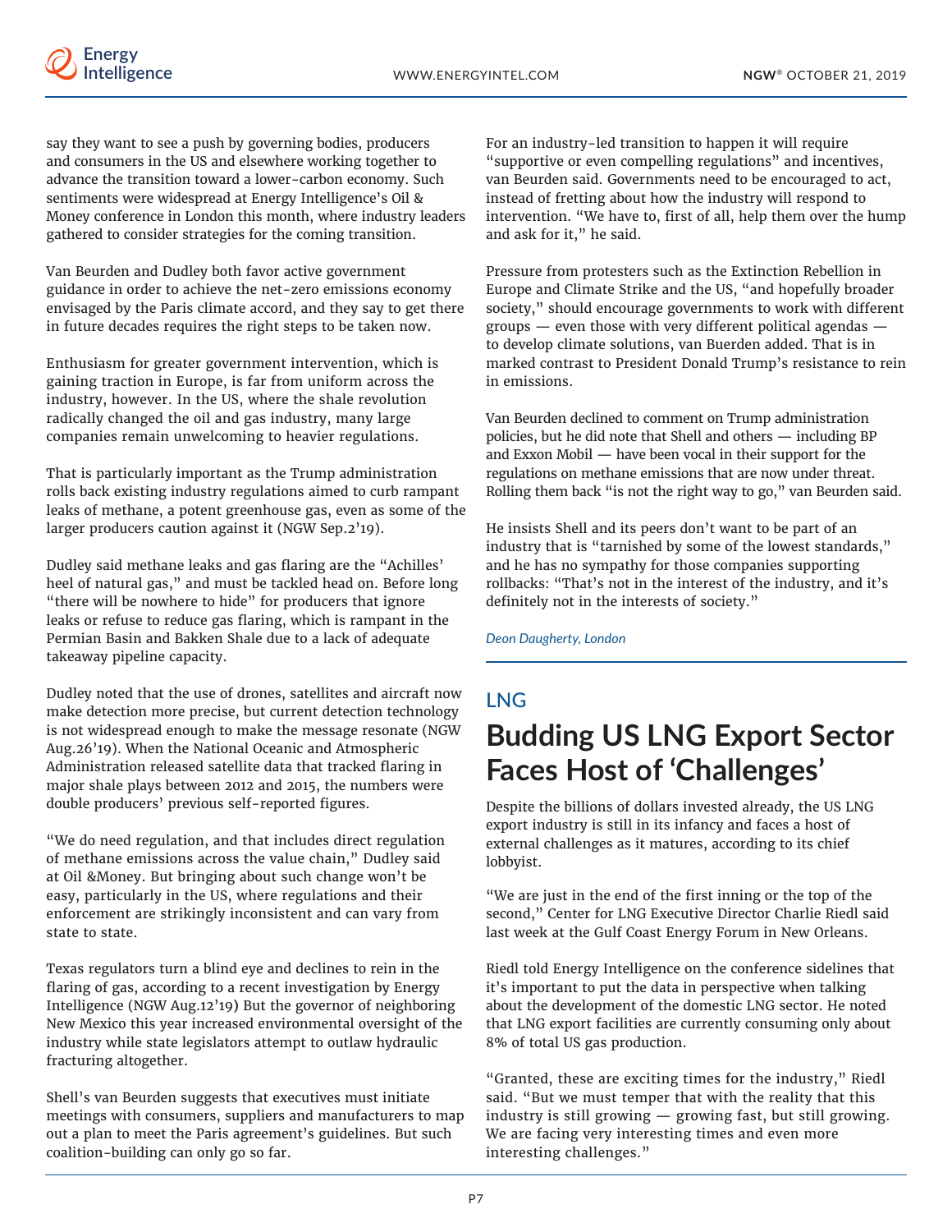say they want to see a push by governing bodies, producers and consumers in the US and elsewhere working together to advance the transition toward a lower-carbon economy. Such sentiments were widespread at Energy Intelligence's Oil & Money conference in London this month, where industry leaders gathered to consider strategies for the coming transition.

Van Beurden and Dudley both favor active government guidance in order to achieve the net-zero emissions economy envisaged by the Paris climate accord, and they say to get there in future decades requires the right steps to be taken now.

Enthusiasm for greater government intervention, which is gaining traction in Europe, is far from uniform across the industry, however. In the US, where the shale revolution radically changed the oil and gas industry, many large companies remain unwelcoming to heavier regulations.

That is particularly important as the Trump administration rolls back existing industry regulations aimed to curb rampant leaks of methane, a potent greenhouse gas, even as some of the larger producers caution against it (NGW Sep.2'19).

Dudley said methane leaks and gas flaring are the "Achilles' heel of natural gas," and must be tackled head on. Before long "there will be nowhere to hide" for producers that ignore leaks or refuse to reduce gas flaring, which is rampant in the Permian Basin and Bakken Shale due to a lack of adequate takeaway pipeline capacity.

Dudley noted that the use of drones, satellites and aircraft now make detection more precise, but current detection technology is not widespread enough to make the message resonate (NGW Aug.26'19). When the National Oceanic and Atmospheric Administration released satellite data that tracked flaring in major shale plays between 2012 and 2015, the numbers were double producers' previous self-reported figures.

"We do need regulation, and that includes direct regulation of methane emissions across the value chain," Dudley said at Oil &Money. But bringing about such change won't be easy, particularly in the US, where regulations and their enforcement are strikingly inconsistent and can vary from state to state.

Texas regulators turn a blind eye and declines to rein in the flaring of gas, according to a recent investigation by Energy Intelligence (NGW Aug.12'19) But the governor of neighboring New Mexico this year increased environmental oversight of the industry while state legislators attempt to outlaw hydraulic fracturing altogether.

Shell's van Beurden suggests that executives must initiate meetings with consumers, suppliers and manufacturers to map out a plan to meet the Paris agreement's guidelines. But such coalition-building can only go so far.

For an industry-led transition to happen it will require "supportive or even compelling regulations" and incentives, van Beurden said. Governments need to be encouraged to act, instead of fretting about how the industry will respond to intervention. "We have to, first of all, help them over the hump and ask for it," he said.

Pressure from protesters such as the Extinction Rebellion in Europe and Climate Strike and the US, "and hopefully broader society," should encourage governments to work with different groups — even those with very different political agendas — to develop climate solutions, van Buerden added. That is in marked contrast to President Donald Trump's resistance to rein in emissions.

Van Beurden declined to comment on Trump administration policies, but he did note that Shell and others — including BP and Exxon Mobil — have been vocal in their support for the regulations on methane emissions that are now under threat. Rolling them back "is not the right way to go," van Beurden said.

He insists Shell and its peers don't want to be part of an industry that is "tarnished by some of the lowest standards," and he has no sympathy for those companies supporting rollbacks: "That's not in the interest of the industry, and it's definitely not in the interests of society."

*Deon Daugherty, London*

LNG

# Budding US LNG Export Sector Faces Host of 'Challenges'

Despite the billions of dollars invested already, the US LNG export industry is still in its infancy and faces a host of external challenges as it matures, according to its chief lobbyist.

"We are just in the end of the first inning or the top of the second," Center for LNG Executive Director Charlie Riedl said last week at the Gulf Coast Energy Forum in New Orleans.

Riedl told Energy Intelligence on the conference sidelines that it's important to put the data in perspective when talking about the development of the domestic LNG sector. He noted that LNG export facilities are currently consuming only about 8% of total US gas production.

"Granted, these are exciting times for the industry," Riedl said. "But we must temper that with the reality that this industry is still growing — growing fast, but still growing. We are facing very interesting times and even more interesting challenges."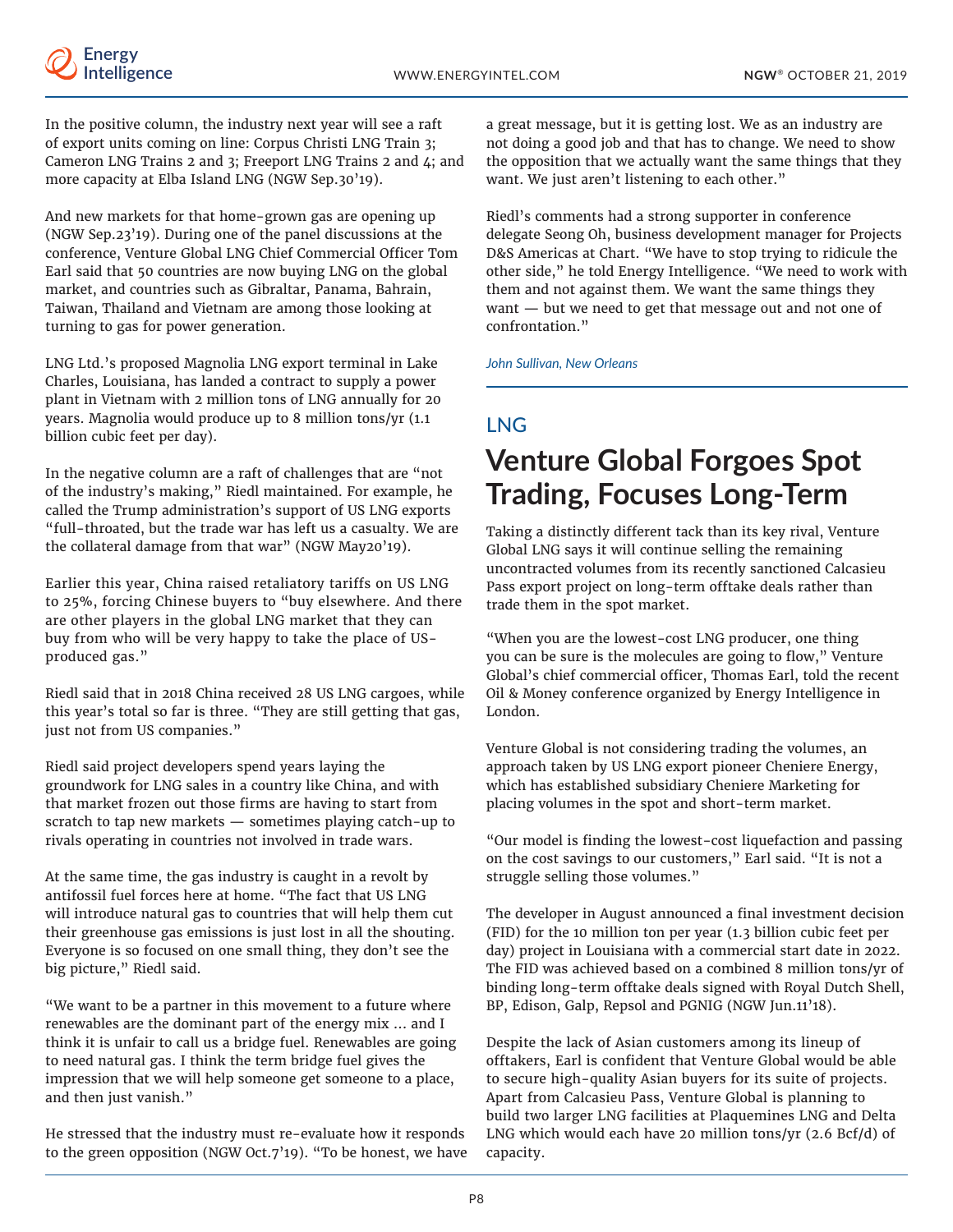In the positive column, the industry next year will see a raft of export units coming on line: Corpus Christi LNG Train 3; Cameron LNG Trains 2 and 3; Freeport LNG Trains 2 and 4; and more capacity at Elba Island LNG (NGW Sep.30'19).

And new markets for that home-grown gas are opening up (NGW Sep.23'19). During one of the panel discussions at the conference, Venture Global LNG Chief Commercial Officer Tom Earl said that 50 countries are now buying LNG on the global market, and countries such as Gibraltar, Panama, Bahrain, Taiwan, Thailand and Vietnam are among those looking at turning to gas for power generation.

LNG Ltd.'s proposed Magnolia LNG export terminal in Lake Charles, Louisiana, has landed a contract to supply a power plant in Vietnam with 2 million tons of LNG annually for 20 years. Magnolia would produce up to 8 million tons/yr (1.1 billion cubic feet per day).

In the negative column are a raft of challenges that are "not of the industry's making," Riedl maintained. For example, he called the Trump administration's support of US LNG exports "full-throated, but the trade war has left us a casualty. We are the collateral damage from that war" (NGW May20'19).

Earlier this year, China raised retaliatory tariffs on US LNG to 25%, forcing Chinese buyers to "buy elsewhere. And there are other players in the global LNG market that they can buy from who will be very happy to take the place of US-produced gas."

Riedl said that in 2018 China received 28 US LNG cargoes, while this year's total so far is three. "They are still getting that gas, just not from US companies."

Riedl said project developers spend years laying the groundwork for LNG sales in a country like China, and with that market frozen out those firms are having to start from scratch to tap new markets — sometimes playing catch-up to rivals operating in countries not involved in trade wars.

At the same time, the gas industry is caught in a revolt by antifossil fuel forces here at home. "The fact that US LNG will introduce natural gas to countries that will help them cut their greenhouse gas emissions is just lost in all the shouting. Everyone is so focused on one small thing, they don't see the big picture," Riedl said.

"We want to be a partner in this movement to a future where renewables are the dominant part of the energy mix ... and I think it is unfair to call us a bridge fuel. Renewables are going to need natural gas. I think the term bridge fuel gives the impression that we will help someone get someone to a place, and then just vanish."

He stressed that the industry must re-evaluate how it responds to the green opposition (NGW Oct.7'19). "To be honest, we have a great message, but it is getting lost. We as an industry are not doing a good job and that has to change. We need to show the opposition that we actually want the same things that they want. We just aren't listening to each other."

Riedl's comments had a strong supporter in conference delegate Seong Oh, business development manager for Projects D&S Americas at Chart. "We have to stop trying to ridicule the other side," he told Energy Intelligence. "We need to work with them and not against them. We want the same things they want — but we need to get that message out and not one of confrontation."

*John Sullivan, New Orleans*

## LNG

# Venture Global Forgoes Spot Trading, Focuses Long-Term

Taking a distinctly different tack than its key rival, Venture Global LNG says it will continue selling the remaining uncontracted volumes from its recently sanctioned Calcasieu Pass export project on long-term offtake deals rather than trade them in the spot market.

"When you are the lowest-cost LNG producer, one thing you can be sure is the molecules are going to flow," Venture Global's chief commercial officer, Thomas Earl, told the recent Oil & Money conference organized by Energy Intelligence in London.

Venture Global is not considering trading the volumes, an approach taken by US LNG export pioneer Cheniere Energy, which has established subsidiary Cheniere Marketing for placing volumes in the spot and short-term market.

"Our model is finding the lowest-cost liquefaction and passing on the cost savings to our customers," Earl said. "It is not a struggle selling those volumes."

The developer in August announced a final investment decision (FID) for the 10 million ton per year (1.3 billion cubic feet per day) project in Louisiana with a commercial start date in 2022. The FID was achieved based on a combined 8 million tons/yr of binding long-term offtake deals signed with Royal Dutch Shell, BP, Edison, Galp, Repsol and PGNIG (NGW Jun.11'18).

Despite the lack of Asian customers among its lineup of offtakers, Earl is confident that Venture Global would be able to secure high-quality Asian buyers for its suite of projects. Apart from Calcasieu Pass, Venture Global is planning to build two larger LNG facilities at Plaquemines LNG and Delta LNG which would each have 20 million tons/yr (2.6 Bcf/d) of capacity.